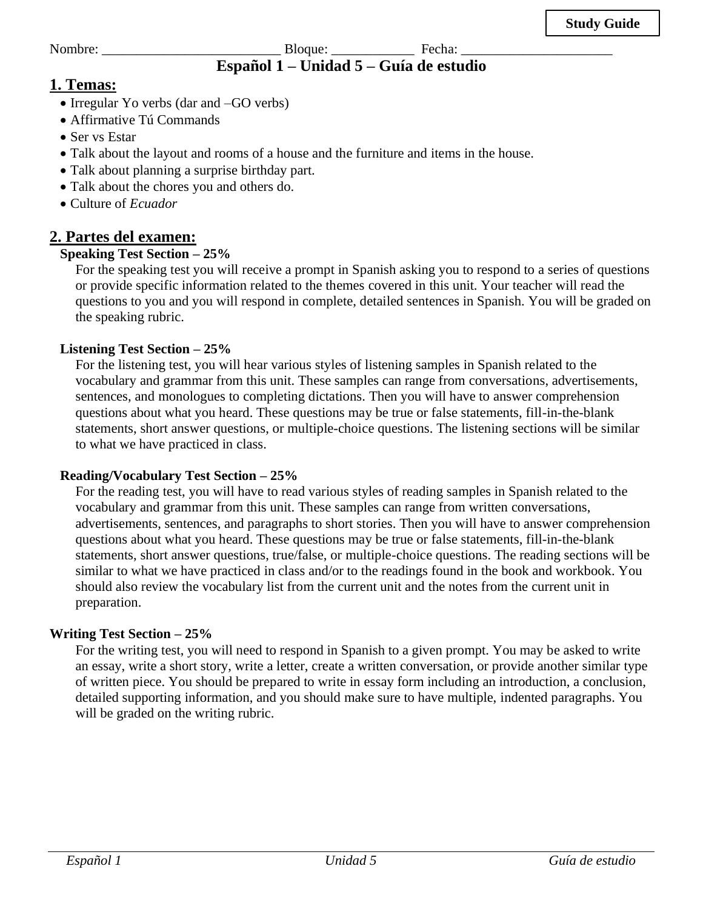**Study Guide**

Nombre: __________________________ Bloque: ____________ Fecha: ______________________

# Español 1 – Unidad 5 – Guía de estudio

## 1. Temas:

- Irregular Yo verbs (dar and –GO verbs)
- Affirmative Tú Commands
- Ser vs Estar
- Talk about the layout and rooms of a house and the furniture and items in the house.
- Talk about planning a surprise birthday part.
- Talk about the chores you and others do.
- Culture of *Ecuador*

## 2. Partes del examen:

**Speaking Test Section – 25%**

For the speaking test you will receive a prompt in Spanish asking you to respond to a series of questions or provide specific information related to the themes covered in this unit. Your teacher will read the questions to you and you will respond in complete, detailed sentences in Spanish. You will be graded on the speaking rubric.

**Listening Test Section – 25%**

For the listening test, you will hear various styles of listening samples in Spanish related to the vocabulary and grammar from this unit. These samples can range from conversations, advertisements, sentences, and monologues to completing dictations. Then you will have to answer comprehension questions about what you heard. These questions may be true or false statements, fill-in-the-blank statements, short answer questions, or multiple-choice questions. The listening sections will be similar to what we have practiced in class.

**Reading/Vocabulary Test Section – 25%**

For the reading test, you will have to read various styles of reading samples in Spanish related to the vocabulary and grammar from this unit. These samples can range from written conversations, advertisements, sentences, and paragraphs to short stories. Then you will have to answer comprehension questions about what you heard. These questions may be true or false statements, fill-in-the-blank statements, short answer questions, true/false, or multiple-choice questions. The reading sections will be similar to what we have practiced in class and/or to the readings found in the book and workbook. You should also review the vocabulary list from the current unit and the notes from the current unit in preparation.

**Writing Test Section – 25%**

For the writing test, you will need to respond in Spanish to a given prompt. You may be asked to write an essay, write a short story, write a letter, create a written conversation, or provide another similar type of written piece. You should be prepared to write in essay form including an introduction, a conclusion, detailed supporting information, and you should make sure to have multiple, indented paragraphs. You will be graded on the writing rubric.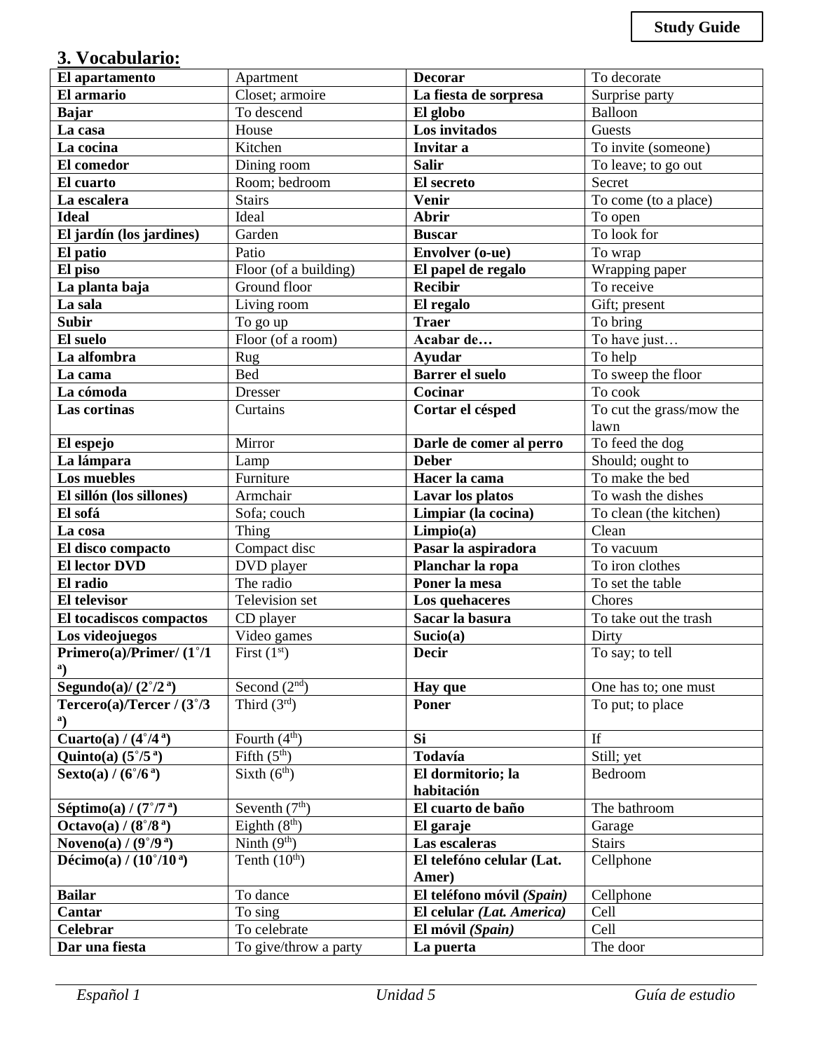## 3. Vocabulario:

| **El apartamento** | Apartment | **Decorar** | To decorate |
|---|---|---|---|
| **El armario** | Closet; armoire | **La fiesta de sorpresa** | Surprise party |
| **Bajar** | To descend | **El globo** | Balloon |
| **La casa** | House | **Los invitados** | Guests |
| **La cocina** | Kitchen | **Invitar a** | To invite (someone) |
| **El comedor** | Dining room | **Salir** | To leave; to go out |
| **El cuarto** | Room; bedroom | **El secreto** | Secret |
| **La escalera** | Stairs | **Venir** | To come (to a place) |
| **Ideal** | Ideal | **Abrir** | To open |
| **El jardín (los jardines)** | Garden | **Buscar** | To look for |
| **El patio** | Patio | **Envolver (o-ue)** | To wrap |
| **El piso** | Floor (of a building) | **El papel de regalo** | Wrapping paper |
| **La planta baja** | Ground floor | **Recibir** | To receive |
| **La sala** | Living room | **El regalo** | Gift; present |
| **Subir** | To go up | **Traer** | To bring |
| **El suelo** | Floor (of a room) | **Acabar de…** | To have just… |
| **La alfombra** | Rug | **Ayudar** | To help |
| **La cama** | Bed | **Barrer el suelo** | To sweep the floor |
| **La cómoda** | Dresser | **Cocinar** | To cook |
| **Las cortinas** | Curtains | **Cortar el césped** | To cut the grass/mow the lawn |
| **El espejo** | Mirror | **Darle de comer al perro** | To feed the dog |
| **La lámpara** | Lamp | **Deber** | Should; ought to |
| **Los muebles** | Furniture | **Hacer la cama** | To make the bed |
| **El sillón (los sillones)** | Armchair | **Lavar los platos** | To wash the dishes |
| **El sofá** | Sofa; couch | **Limpiar (la cocina)** | To clean (the kitchen) |
| **La cosa** | Thing | **Limpio(a)** | Clean |
| **El disco compacto** | Compact disc | **Pasar la aspiradora** | To vacuum |
| **El lector DVD** | DVD player | **Planchar la ropa** | To iron clothes |
| **El radio** | The radio | **Poner la mesa** | To set the table |
| **El televisor** | Television set | **Los quehaceres** | Chores |
| **El tocadiscos compactos** | CD player | **Sacar la basura** | To take out the trash |
| **Los videojuegos** | Video games | **Sucio(a)** | Dirty |
| **Primero(a)/Primer/ (1˚/1ª)** | First (1st) | **Decir** | To say; to tell |
| **Segundo(a)/ (2˚/2ª)** | Second (2nd) | **Hay que** | One has to; one must |
| **Tercero(a)/Tercer / (3˚/3ª)** | Third (3rd) | **Poner** | To put; to place |
| **Cuarto(a) / (4˚/4ª)** | Fourth (4th) | **Si** | If |
| **Quinto(a) (5˚/5ª)** | Fifth (5th) | **Todavía** | Still; yet |
| **Sexto(a) / (6˚/6ª)** | Sixth (6th) | **El dormitorio; la habitación** | Bedroom |
| **Séptimo(a) / (7˚/7ª)** | Seventh (7th) | **El cuarto de baño** | The bathroom |
| **Octavo(a) / (8˚/8ª)** | Eighth (8th) | **El garaje** | Garage |
| **Noveno(a) / (9˚/9ª)** | Ninth (9th) | **Las escaleras** | Stairs |
| **Décimo(a) / (10˚/10ª)** | Tenth (10th) | **El telefóno celular (Lat. Amer)** | Cellphone |
| **Bailar** | To dance | **El teléfono móvil *(Spain)*** | Cellphone |
| **Cantar** | To sing | **El celular *(Lat. America)*** | Cell |
| **Celebrar** | To celebrate | **El móvil *(Spain)*** | Cell |
| **Dar una fiesta** | To give/throw a party | **La puerta** | The door |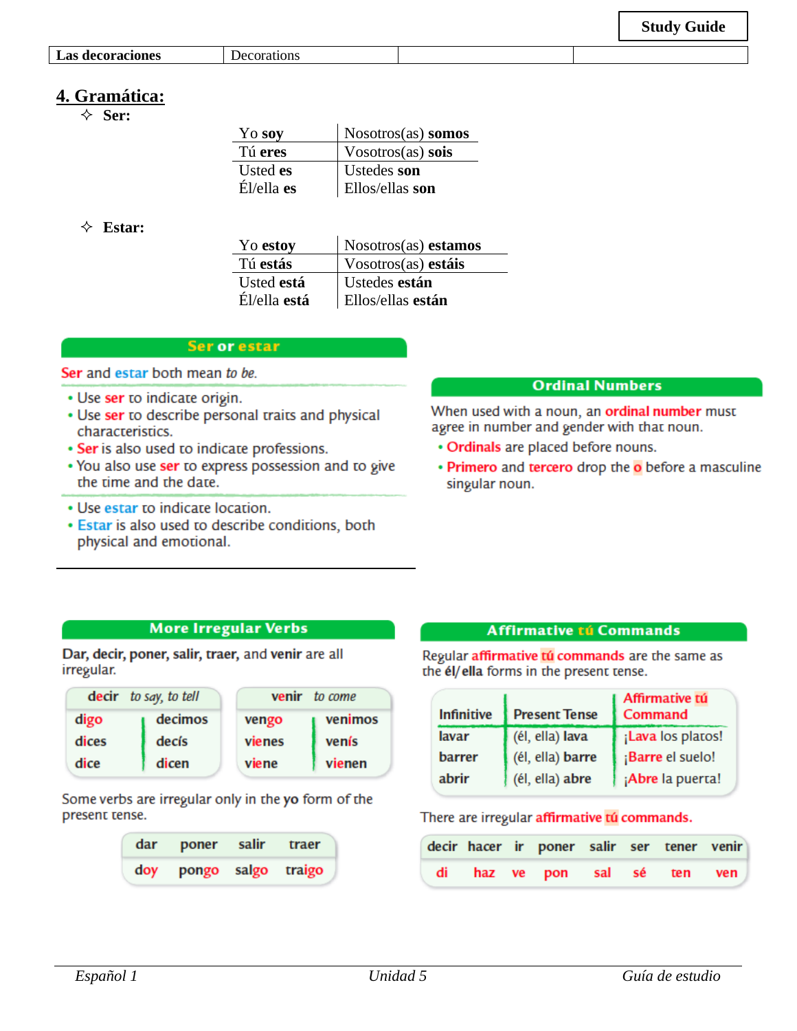**Study Guide**

| Las decoraciones | Decorations | | |
|---|---|---|---|

## 4. Gramática:

✧ **Ser:**

| | |
|---|---|
| Yo **soy** | Nosotros(as) **somos** |
| Tú **eres** | Vosotros(as) **sois** |
| Usted **es** | Ustedes **son** |
| Él/ella **es** | Ellos/ellas **son** |

✧ **Estar:**

| | |
|---|---|
| Yo **estoy** | Nosotros(as) **estamos** |
| Tú **estás** | Vosotros(as) **estáis** |
| Usted **está** | Ustedes **están** |
| Él/ella **está** | Ellos/ellas **están** |

### Ser or estar

Ser and estar both mean *to be.*

- Use ser to indicate origin.
- Use ser to describe personal traits and physical characteristics.
- Ser is also used to indicate professions.
- You also use ser to express possession and to give the time and the date.

- Use estar to indicate location.
- Estar is also used to describe conditions, both physical and emotional.

### Ordinal Numbers

When used with a noun, an ordinal number must agree in number and gender with that noun.

- Ordinals are placed before nouns.
- Primero and tercero drop the o before a masculine singular noun.

### More Irregular Verbs

**Dar, decir, poner, salir, traer,** and **venir** are all irregular.

| decir *to say, to tell* | |
|---|---|
| digo | decimos |
| dices | decís |
| dice | dicen |

| venir *to come* | |
|---|---|
| vengo | venimos |
| vienes | venís |
| viene | vienen |

Some verbs are irregular only in the **yo** form of the present tense.

| dar | poner | salir | traer |
|---|---|---|---|
| doy | pongo | salgo | traigo |

### Affirmative tú Commands

Regular affirmative tú commands are the same as the **él/ella** forms in the present tense.

| Infinitive | Present Tense | Affirmative tú Command |
|---|---|---|
| lavar | (él, ella) lava | ¡Lava los platos! |
| barrer | (él, ella) barre | ¡Barre el suelo! |
| abrir | (él, ella) abre | ¡Abre la puerta! |

There are irregular affirmative tú commands.

| decir | hacer | ir | poner | salir | ser | tener | venir |
|---|---|---|---|---|---|---|---|
| di | haz | ve | pon | sal | sé | ten | ven |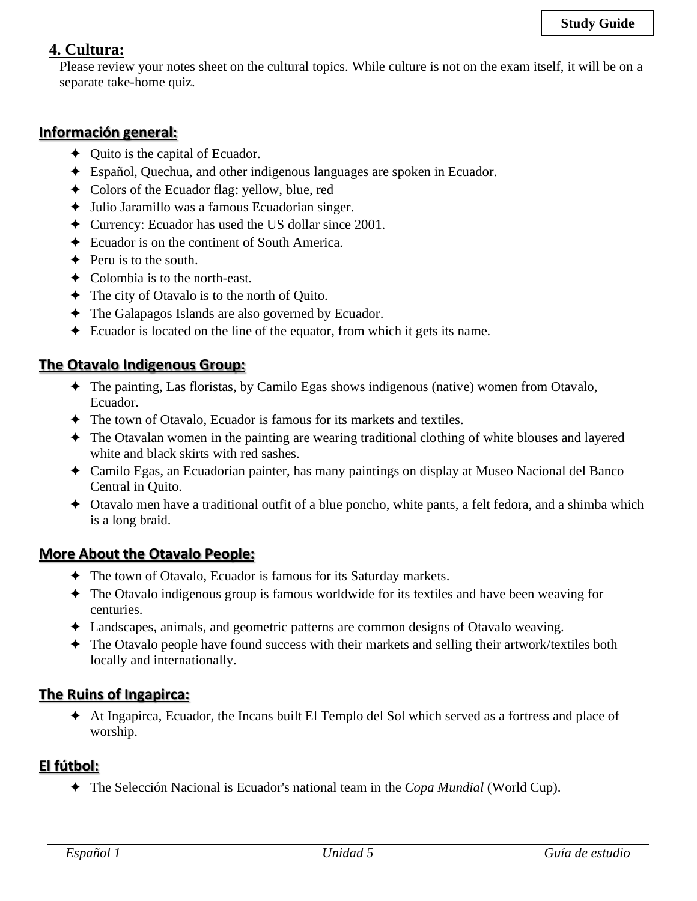Study Guide

## 4. Cultura:

Please review your notes sheet on the cultural topics. While culture is not on the exam itself, it will be on a separate take-home quiz.

### Información general:

- Quito is the capital of Ecuador.
- Español, Quechua, and other indigenous languages are spoken in Ecuador.
- Colors of the Ecuador flag: yellow, blue, red
- Julio Jaramillo was a famous Ecuadorian singer.
- Currency: Ecuador has used the US dollar since 2001.
- Ecuador is on the continent of South America.
- Peru is to the south.
- Colombia is to the north-east.
- The city of Otavalo is to the north of Quito.
- The Galapagos Islands are also governed by Ecuador.
- Ecuador is located on the line of the equator, from which it gets its name.

### The Otavalo Indigenous Group:

- The painting, Las floristas, by Camilo Egas shows indigenous (native) women from Otavalo, Ecuador.
- The town of Otavalo, Ecuador is famous for its markets and textiles.
- The Otavalan women in the painting are wearing traditional clothing of white blouses and layered white and black skirts with red sashes.
- Camilo Egas, an Ecuadorian painter, has many paintings on display at Museo Nacional del Banco Central in Quito.
- Otavalo men have a traditional outfit of a blue poncho, white pants, a felt fedora, and a shimba which is a long braid.

### More About the Otavalo People:

- The town of Otavalo, Ecuador is famous for its Saturday markets.
- The Otavalo indigenous group is famous worldwide for its textiles and have been weaving for centuries.
- Landscapes, animals, and geometric patterns are common designs of Otavalo weaving.
- The Otavalo people have found success with their markets and selling their artwork/textiles both locally and internationally.

### The Ruins of Ingapirca:

- At Ingapirca, Ecuador, the Incans built El Templo del Sol which served as a fortress and place of worship.

### El fútbol:

- The Selección Nacional is Ecuador's national team in the *Copa Mundial* (World Cup).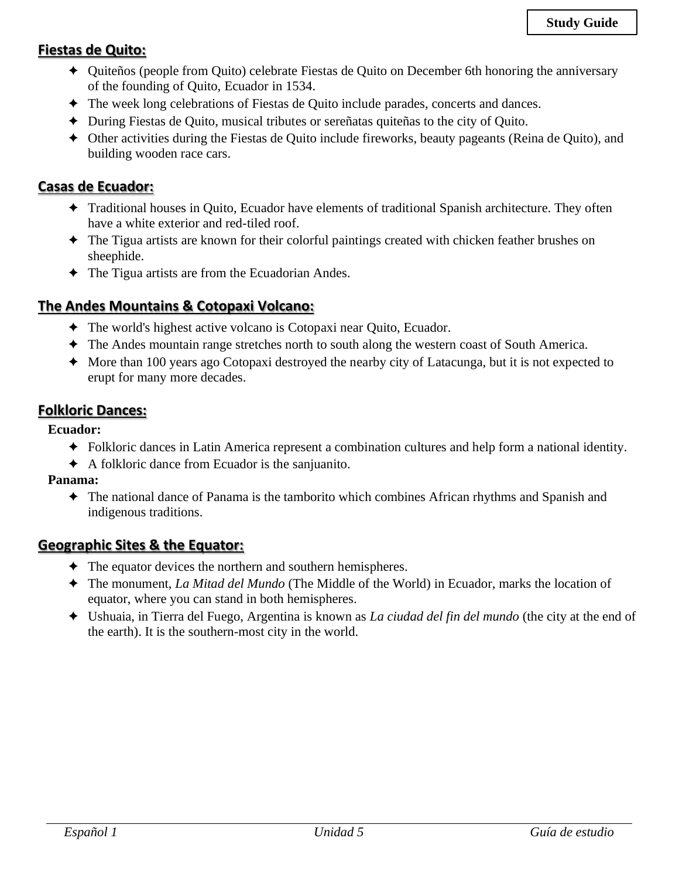**Study Guide**

## Fiestas de Quito:

- Quiteños (people from Quito) celebrate Fiestas de Quito on December 6th honoring the anniversary of the founding of Quito, Ecuador in 1534.
- The week long celebrations of Fiestas de Quito include parades, concerts and dances.
- During Fiestas de Quito, musical tributes or sereñatas quiteñas to the city of Quito.
- Other activities during the Fiestas de Quito include fireworks, beauty pageants (Reina de Quito), and building wooden race cars.

## Casas de Ecuador:

- Traditional houses in Quito, Ecuador have elements of traditional Spanish architecture. They often have a white exterior and red-tiled roof.
- The Tigua artists are known for their colorful paintings created with chicken feather brushes on sheephide.
- The Tigua artists are from the Ecuadorian Andes.

## The Andes Mountains & Cotopaxi Volcano:

- The world's highest active volcano is Cotopaxi near Quito, Ecuador.
- The Andes mountain range stretches north to south along the western coast of South America.
- More than 100 years ago Cotopaxi destroyed the nearby city of Latacunga, but it is not expected to erupt for many more decades.

## Folkloric Dances:

**Ecuador:**

- Folkloric dances in Latin America represent a combination cultures and help form a national identity.
- A folkloric dance from Ecuador is the sanjuanito.

**Panama:**

- The national dance of Panama is the tamborito which combines African rhythms and Spanish and indigenous traditions.

## Geographic Sites & the Equator:

- The equator devices the northern and southern hemispheres.
- The monument, *La Mitad del Mundo* (The Middle of the World) in Ecuador, marks the location of equator, where you can stand in both hemispheres.
- Ushuaia, in Tierra del Fuego, Argentina is known as *La ciudad del fin del mundo* (the city at the end of the earth). It is the southern-most city in the world.